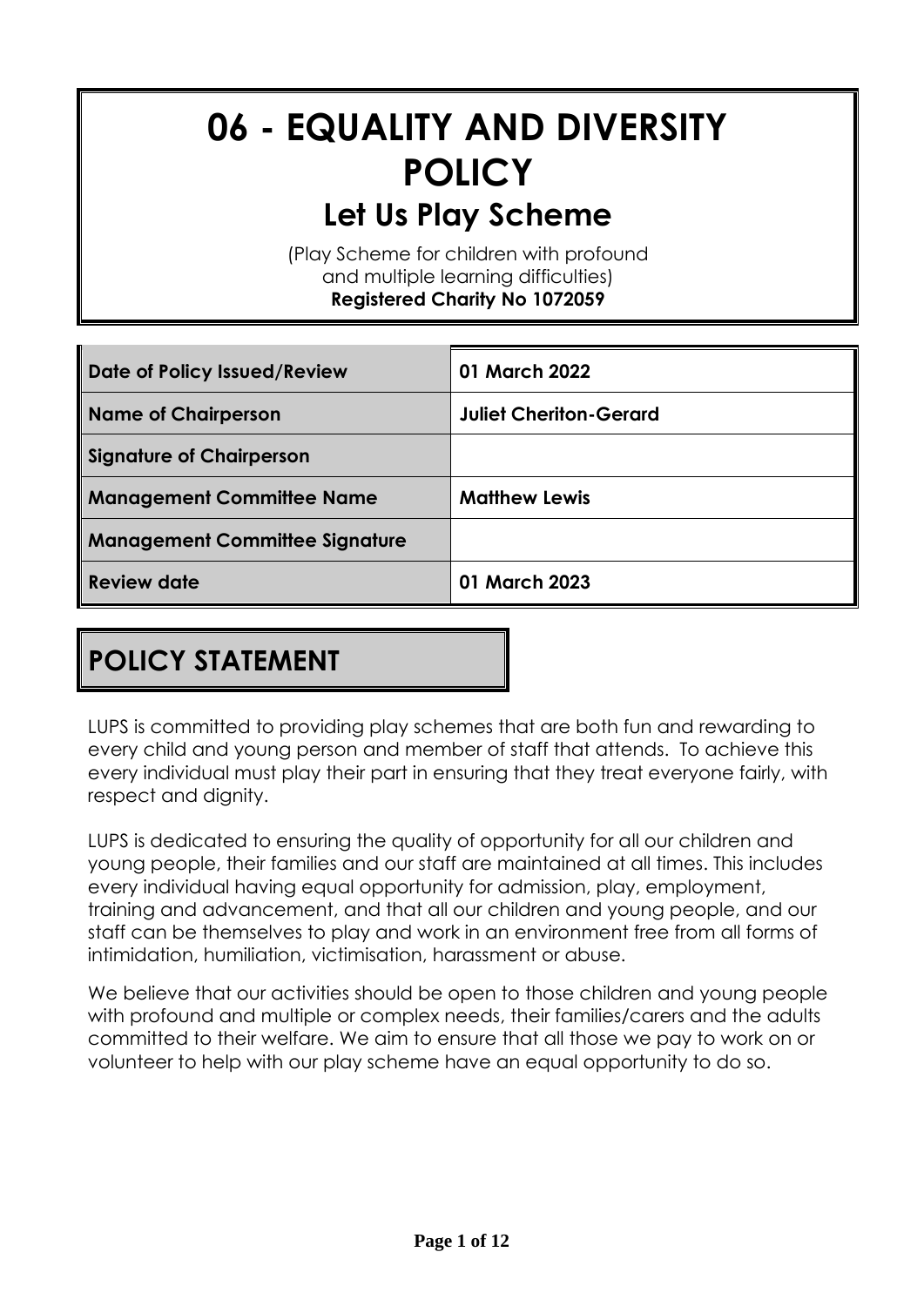# 06 - EQUALITY AND DIVERSITY POLICY

## Let Us Play Scheme

(Play Scheme for children with profound and multiple learning difficulties)
**Registered Charity No 1072059**

| Date of Policy Issued/Review | 01 March 2022 |
|---|---|
| Name of Chairperson | Juliet Cheriton-Gerard |
| Signature of Chairperson | |
| Management Committee Name | Matthew Lewis |
| Management Committee Signature | |
| Review date | 01 March 2023 |

## POLICY STATEMENT

LUPS is committed to providing play schemes that are both fun and rewarding to every child and young person and member of staff that attends. To achieve this every individual must play their part in ensuring that they treat everyone fairly, with respect and dignity.

LUPS is dedicated to ensuring the quality of opportunity for all our children and young people, their families and our staff are maintained at all times. This includes every individual having equal opportunity for admission, play, employment, training and advancement, and that all our children and young people, and our staff can be themselves to play and work in an environment free from all forms of intimidation, humiliation, victimisation, harassment or abuse.

We believe that our activities should be open to those children and young people with profound and multiple or complex needs, their families/carers and the adults committed to their welfare. We aim to ensure that all those we pay to work on or volunteer to help with our play scheme have an equal opportunity to do so.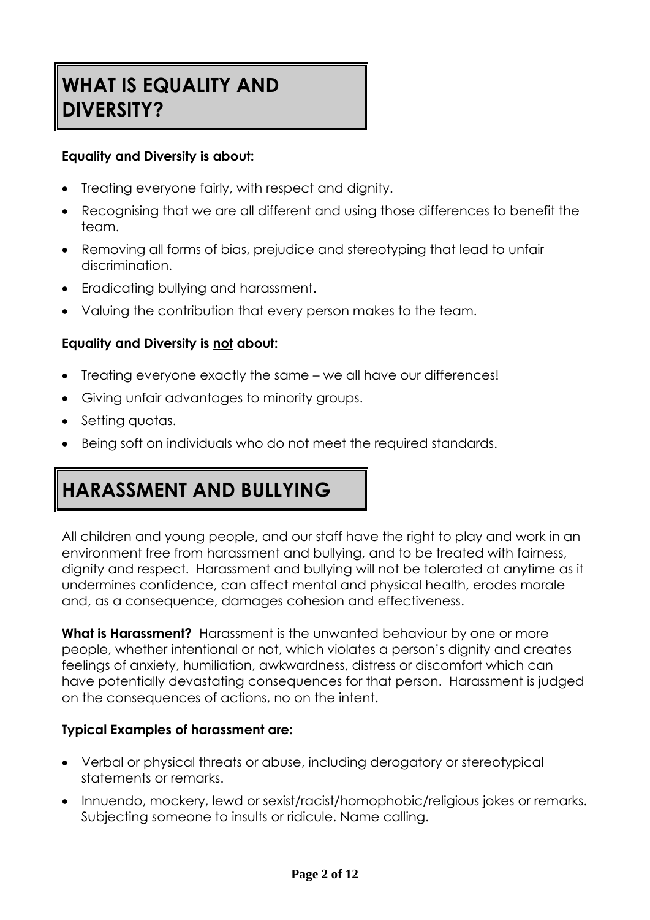# WHAT IS EQUALITY AND DIVERSITY?

**Equality and Diversity is about:**

- Treating everyone fairly, with respect and dignity.
- Recognising that we are all different and using those differences to benefit the team.
- Removing all forms of bias, prejudice and stereotyping that lead to unfair discrimination.
- Eradicating bullying and harassment.
- Valuing the contribution that every person makes to the team.

**Equality and Diversity is <u>not</u> about:**

- Treating everyone exactly the same – we all have our differences!
- Giving unfair advantages to minority groups.
- Setting quotas.
- Being soft on individuals who do not meet the required standards.

# HARASSMENT AND BULLYING

All children and young people, and our staff have the right to play and work in an environment free from harassment and bullying, and to be treated with fairness, dignity and respect. Harassment and bullying will not be tolerated at anytime as it undermines confidence, can affect mental and physical health, erodes morale and, as a consequence, damages cohesion and effectiveness.

**What is Harassment?** Harassment is the unwanted behaviour by one or more people, whether intentional or not, which violates a person's dignity and creates feelings of anxiety, humiliation, awkwardness, distress or discomfort which can have potentially devastating consequences for that person. Harassment is judged on the consequences of actions, no on the intent.

**Typical Examples of harassment are:**

- Verbal or physical threats or abuse, including derogatory or stereotypical statements or remarks.
- Innuendo, mockery, lewd or sexist/racist/homophobic/religious jokes or remarks. Subjecting someone to insults or ridicule. Name calling.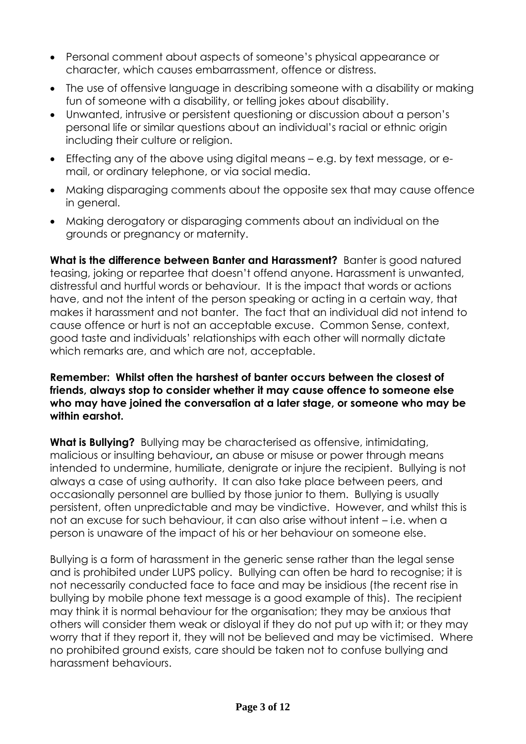- Personal comment about aspects of someone's physical appearance or character, which causes embarrassment, offence or distress.
- The use of offensive language in describing someone with a disability or making fun of someone with a disability, or telling jokes about disability.
- Unwanted, intrusive or persistent questioning or discussion about a person's personal life or similar questions about an individual's racial or ethnic origin including their culture or religion.
- Effecting any of the above using digital means – e.g. by text message, or e-mail, or ordinary telephone, or via social media.
- Making disparaging comments about the opposite sex that may cause offence in general.
- Making derogatory or disparaging comments about an individual on the grounds or pregnancy or maternity.

**What is the difference between Banter and Harassment?** Banter is good natured teasing, joking or repartee that doesn't offend anyone. Harassment is unwanted, distressful and hurtful words or behaviour. It is the impact that words or actions have, and not the intent of the person speaking or acting in a certain way, that makes it harassment and not banter. The fact that an individual did not intend to cause offence or hurt is not an acceptable excuse. Common Sense, context, good taste and individuals' relationships with each other will normally dictate which remarks are, and which are not, acceptable.

**Remember: Whilst often the harshest of banter occurs between the closest of friends, always stop to consider whether it may cause offence to someone else who may have joined the conversation at a later stage, or someone who may be within earshot.**

**What is Bullying?** Bullying may be characterised as offensive, intimidating, malicious or insulting behaviour**,** an abuse or misuse or power through means intended to undermine, humiliate, denigrate or injure the recipient. Bullying is not always a case of using authority. It can also take place between peers, and occasionally personnel are bullied by those junior to them. Bullying is usually persistent, often unpredictable and may be vindictive. However, and whilst this is not an excuse for such behaviour, it can also arise without intent – i.e. when a person is unaware of the impact of his or her behaviour on someone else.

Bullying is a form of harassment in the generic sense rather than the legal sense and is prohibited under LUPS policy. Bullying can often be hard to recognise; it is not necessarily conducted face to face and may be insidious (the recent rise in bullying by mobile phone text message is a good example of this). The recipient may think it is normal behaviour for the organisation; they may be anxious that others will consider them weak or disloyal if they do not put up with it; or they may worry that if they report it, they will not be believed and may be victimised. Where no prohibited ground exists, care should be taken not to confuse bullying and harassment behaviours.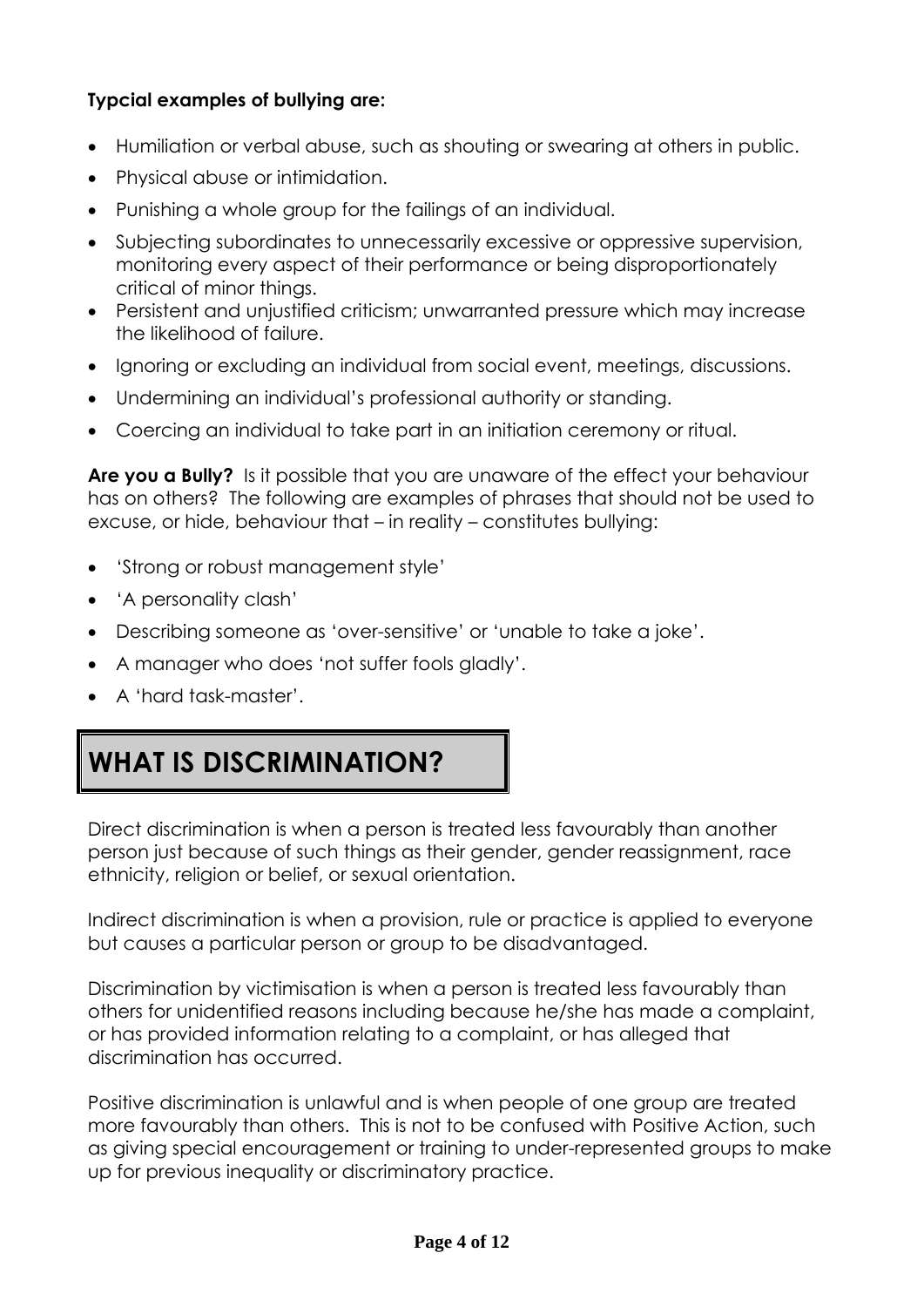**Typcial examples of bullying are:**

- Humiliation or verbal abuse, such as shouting or swearing at others in public.
- Physical abuse or intimidation.
- Punishing a whole group for the failings of an individual.
- Subjecting subordinates to unnecessarily excessive or oppressive supervision, monitoring every aspect of their performance or being disproportionately critical of minor things.
- Persistent and unjustified criticism; unwarranted pressure which may increase the likelihood of failure.
- Ignoring or excluding an individual from social event, meetings, discussions.
- Undermining an individual's professional authority or standing.
- Coercing an individual to take part in an initiation ceremony or ritual.

**Are you a Bully?** Is it possible that you are unaware of the effect your behaviour has on others? The following are examples of phrases that should not be used to excuse, or hide, behaviour that – in reality – constitutes bullying:

- 'Strong or robust management style'
- 'A personality clash'
- Describing someone as 'over-sensitive' or 'unable to take a joke'.
- A manager who does 'not suffer fools gladly'.
- A 'hard task-master'.

# WHAT IS DISCRIMINATION?

Direct discrimination is when a person is treated less favourably than another person just because of such things as their gender, gender reassignment, race ethnicity, religion or belief, or sexual orientation.

Indirect discrimination is when a provision, rule or practice is applied to everyone but causes a particular person or group to be disadvantaged.

Discrimination by victimisation is when a person is treated less favourably than others for unidentified reasons including because he/she has made a complaint, or has provided information relating to a complaint, or has alleged that discrimination has occurred.

Positive discrimination is unlawful and is when people of one group are treated more favourably than others. This is not to be confused with Positive Action, such as giving special encouragement or training to under-represented groups to make up for previous inequality or discriminatory practice.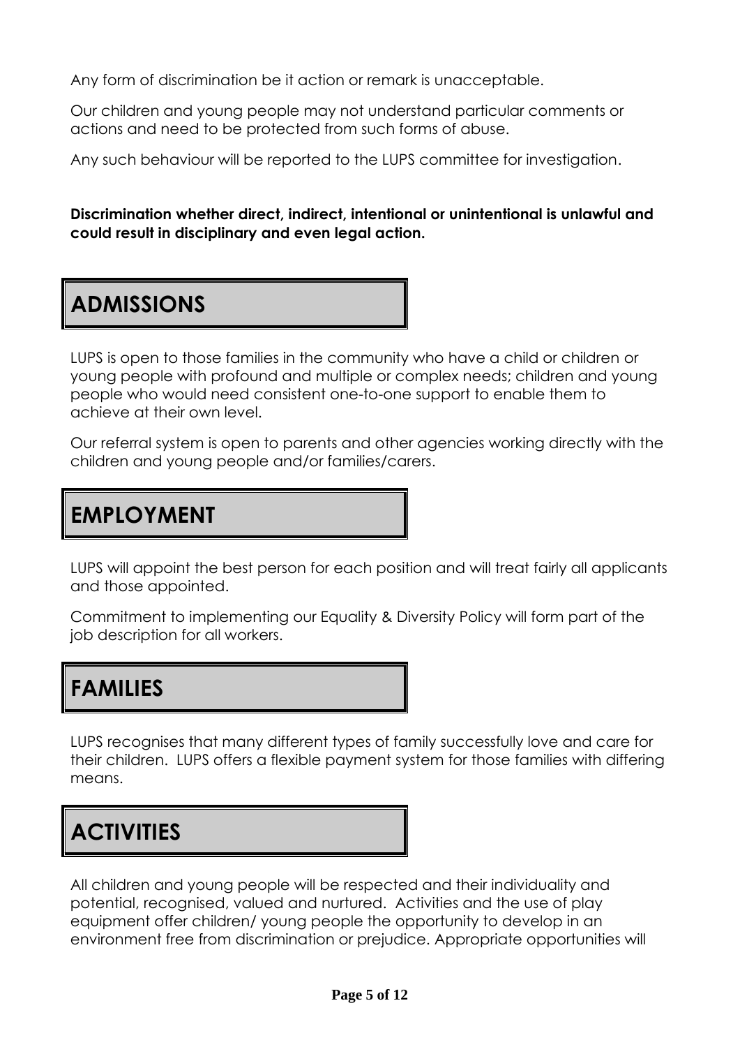Any form of discrimination be it action or remark is unacceptable.

Our children and young people may not understand particular comments or actions and need to be protected from such forms of abuse.

Any such behaviour will be reported to the LUPS committee for investigation.

**Discrimination whether direct, indirect, intentional or unintentional is unlawful and could result in disciplinary and even legal action.**

## ADMISSIONS

LUPS is open to those families in the community who have a child or children or young people with profound and multiple or complex needs; children and young people who would need consistent one-to-one support to enable them to achieve at their own level.

Our referral system is open to parents and other agencies working directly with the children and young people and/or families/carers.

## EMPLOYMENT

LUPS will appoint the best person for each position and will treat fairly all applicants and those appointed.

Commitment to implementing our Equality & Diversity Policy will form part of the job description for all workers.

## FAMILIES

LUPS recognises that many different types of family successfully love and care for their children. LUPS offers a flexible payment system for those families with differing means.

## ACTIVITIES

All children and young people will be respected and their individuality and potential, recognised, valued and nurtured. Activities and the use of play equipment offer children/ young people the opportunity to develop in an environment free from discrimination or prejudice. Appropriate opportunities will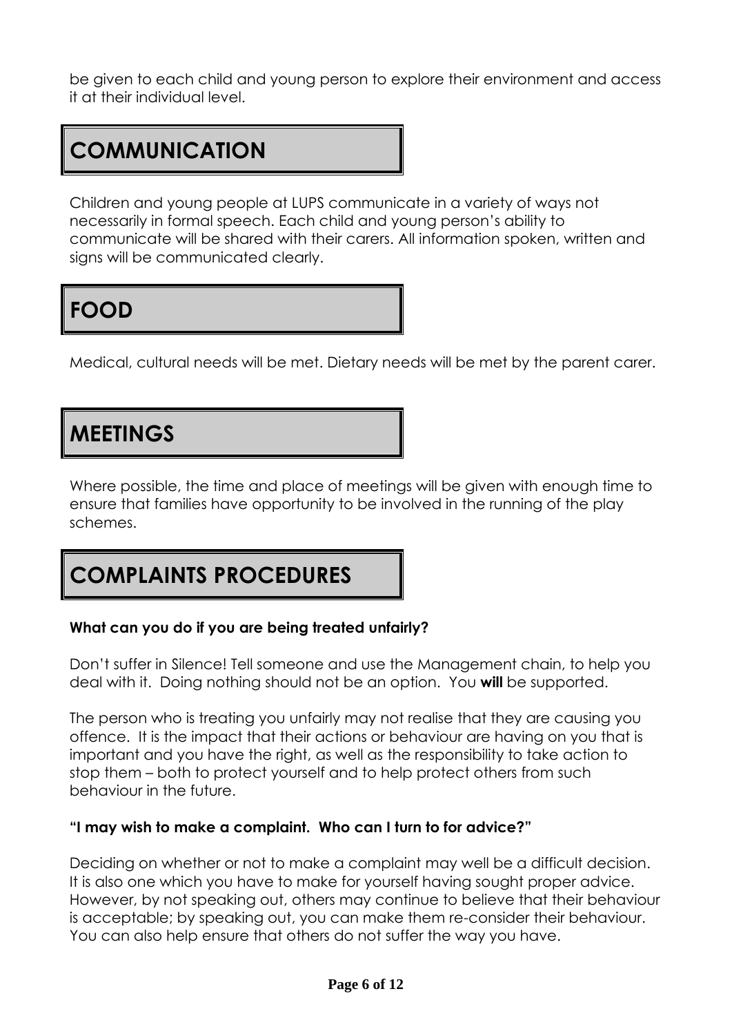be given to each child and young person to explore their environment and access it at their individual level.

## COMMUNICATION

Children and young people at LUPS communicate in a variety of ways not necessarily in formal speech. Each child and young person's ability to communicate will be shared with their carers. All information spoken, written and signs will be communicated clearly.

## FOOD

Medical, cultural needs will be met. Dietary needs will be met by the parent carer.

## MEETINGS

Where possible, the time and place of meetings will be given with enough time to ensure that families have opportunity to be involved in the running of the play schemes.

## COMPLAINTS PROCEDURES

**What can you do if you are being treated unfairly?**

Don't suffer in Silence! Tell someone and use the Management chain, to help you deal with it. Doing nothing should not be an option. You **will** be supported.

The person who is treating you unfairly may not realise that they are causing you offence. It is the impact that their actions or behaviour are having on you that is important and you have the right, as well as the responsibility to take action to stop them – both to protect yourself and to help protect others from such behaviour in the future.

**"I may wish to make a complaint. Who can I turn to for advice?"**

Deciding on whether or not to make a complaint may well be a difficult decision. It is also one which you have to make for yourself having sought proper advice. However, by not speaking out, others may continue to believe that their behaviour is acceptable; by speaking out, you can make them re-consider their behaviour. You can also help ensure that others do not suffer the way you have.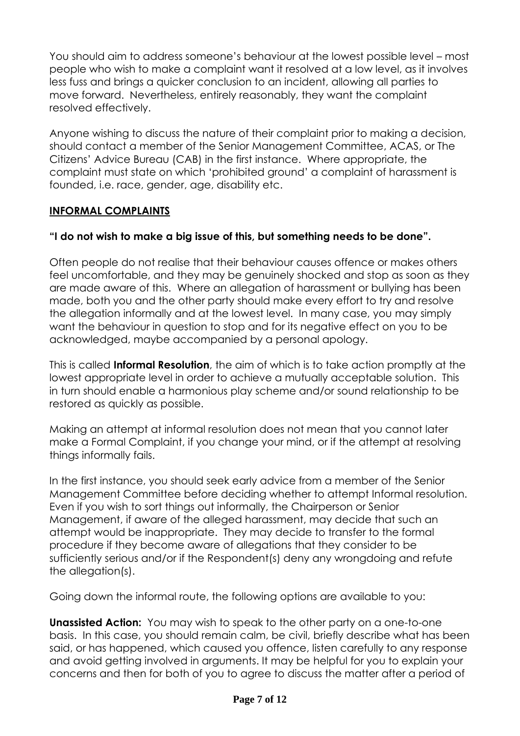You should aim to address someone's behaviour at the lowest possible level – most people who wish to make a complaint want it resolved at a low level, as it involves less fuss and brings a quicker conclusion to an incident, allowing all parties to move forward. Nevertheless, entirely reasonably, they want the complaint resolved effectively.

Anyone wishing to discuss the nature of their complaint prior to making a decision, should contact a member of the Senior Management Committee, ACAS, or The Citizens' Advice Bureau (CAB) in the first instance. Where appropriate, the complaint must state on which 'prohibited ground' a complaint of harassment is founded, i.e. race, gender, age, disability etc.

## INFORMAL COMPLAINTS

**"I do not wish to make a big issue of this, but something needs to be done".**

Often people do not realise that their behaviour causes offence or makes others feel uncomfortable, and they may be genuinely shocked and stop as soon as they are made aware of this. Where an allegation of harassment or bullying has been made, both you and the other party should make every effort to try and resolve the allegation informally and at the lowest level. In many case, you may simply want the behaviour in question to stop and for its negative effect on you to be acknowledged, maybe accompanied by a personal apology.

This is called **Informal Resolution**, the aim of which is to take action promptly at the lowest appropriate level in order to achieve a mutually acceptable solution. This in turn should enable a harmonious play scheme and/or sound relationship to be restored as quickly as possible.

Making an attempt at informal resolution does not mean that you cannot later make a Formal Complaint, if you change your mind, or if the attempt at resolving things informally fails.

In the first instance, you should seek early advice from a member of the Senior Management Committee before deciding whether to attempt Informal resolution. Even if you wish to sort things out informally, the Chairperson or Senior Management, if aware of the alleged harassment, may decide that such an attempt would be inappropriate. They may decide to transfer to the formal procedure if they become aware of allegations that they consider to be sufficiently serious and/or if the Respondent(s) deny any wrongdoing and refute the allegation(s).

Going down the informal route, the following options are available to you:

**Unassisted Action:** You may wish to speak to the other party on a one-to-one basis. In this case, you should remain calm, be civil, briefly describe what has been said, or has happened, which caused you offence, listen carefully to any response and avoid getting involved in arguments. It may be helpful for you to explain your concerns and then for both of you to agree to discuss the matter after a period of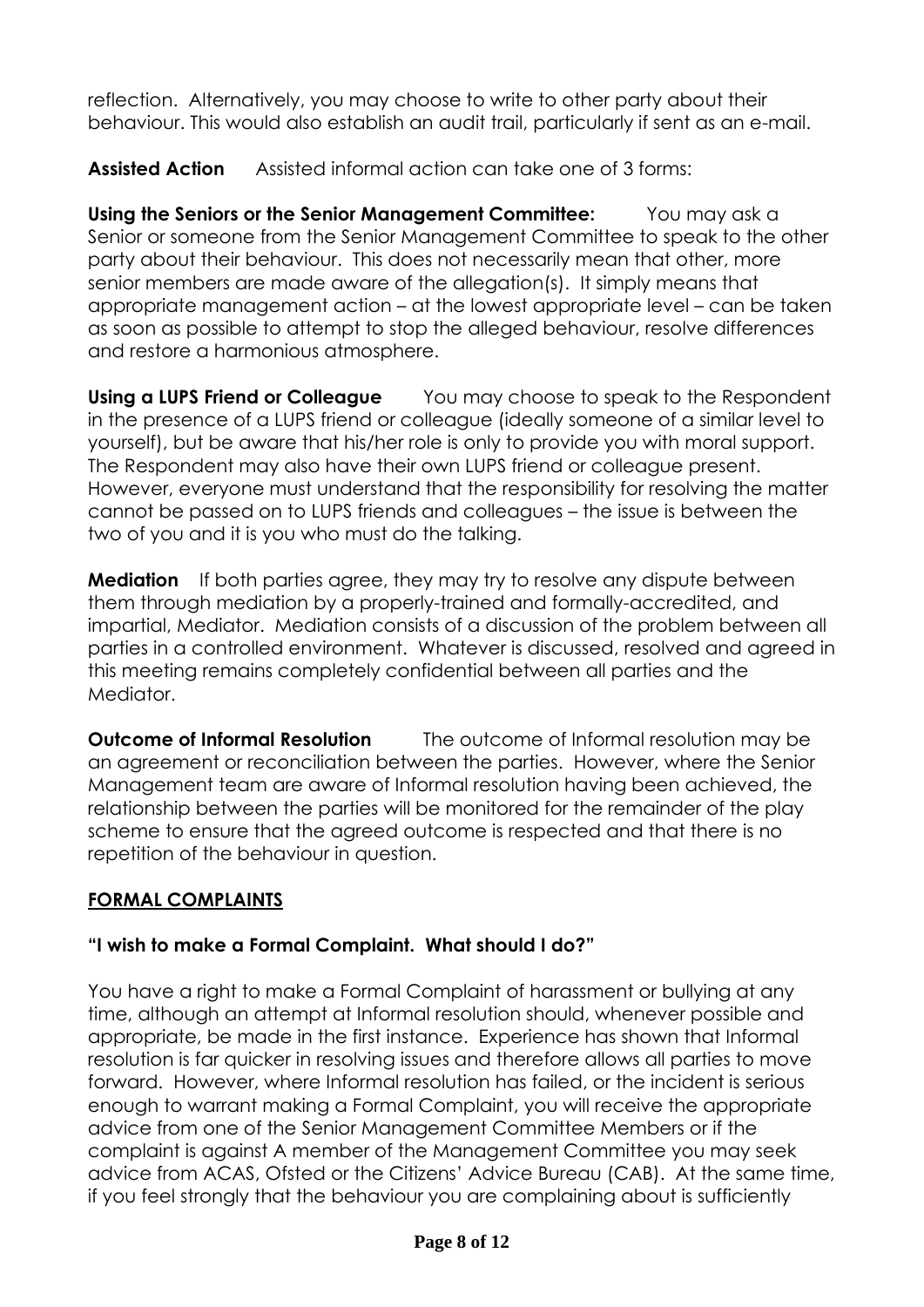reflection. Alternatively, you may choose to write to other party about their behaviour. This would also establish an audit trail, particularly if sent as an e-mail.

**Assisted Action** Assisted informal action can take one of 3 forms:

**Using the Seniors or the Senior Management Committee:** You may ask a Senior or someone from the Senior Management Committee to speak to the other party about their behaviour. This does not necessarily mean that other, more senior members are made aware of the allegation(s). It simply means that appropriate management action – at the lowest appropriate level – can be taken as soon as possible to attempt to stop the alleged behaviour, resolve differences and restore a harmonious atmosphere.

**Using a LUPS Friend or Colleague** You may choose to speak to the Respondent in the presence of a LUPS friend or colleague (ideally someone of a similar level to yourself), but be aware that his/her role is only to provide you with moral support. The Respondent may also have their own LUPS friend or colleague present. However, everyone must understand that the responsibility for resolving the matter cannot be passed on to LUPS friends and colleagues – the issue is between the two of you and it is you who must do the talking.

**Mediation** If both parties agree, they may try to resolve any dispute between them through mediation by a properly-trained and formally-accredited, and impartial, Mediator. Mediation consists of a discussion of the problem between all parties in a controlled environment. Whatever is discussed, resolved and agreed in this meeting remains completely confidential between all parties and the Mediator.

**Outcome of Informal Resolution** The outcome of Informal resolution may be an agreement or reconciliation between the parties. However, where the Senior Management team are aware of Informal resolution having been achieved, the relationship between the parties will be monitored for the remainder of the play scheme to ensure that the agreed outcome is respected and that there is no repetition of the behaviour in question.

## FORMAL COMPLAINTS

### "I wish to make a Formal Complaint. What should I do?"

You have a right to make a Formal Complaint of harassment or bullying at any time, although an attempt at Informal resolution should, whenever possible and appropriate, be made in the first instance. Experience has shown that Informal resolution is far quicker in resolving issues and therefore allows all parties to move forward. However, where Informal resolution has failed, or the incident is serious enough to warrant making a Formal Complaint, you will receive the appropriate advice from one of the Senior Management Committee Members or if the complaint is against A member of the Management Committee you may seek advice from ACAS, Ofsted or the Citizens' Advice Bureau (CAB). At the same time, if you feel strongly that the behaviour you are complaining about is sufficiently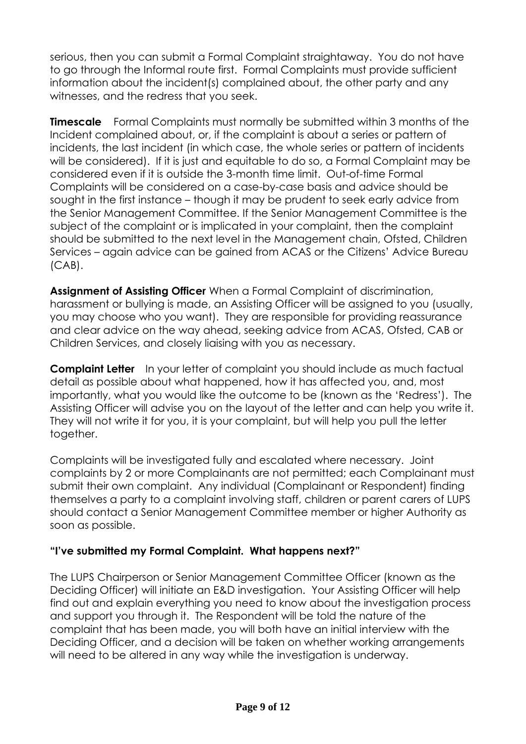serious, then you can submit a Formal Complaint straightaway. You do not have to go through the Informal route first. Formal Complaints must provide sufficient information about the incident(s) complained about, the other party and any witnesses, and the redress that you seek.

**Timescale** Formal Complaints must normally be submitted within 3 months of the Incident complained about, or, if the complaint is about a series or pattern of incidents, the last incident (in which case, the whole series or pattern of incidents will be considered). If it is just and equitable to do so, a Formal Complaint may be considered even if it is outside the 3-month time limit. Out-of-time Formal Complaints will be considered on a case-by-case basis and advice should be sought in the first instance – though it may be prudent to seek early advice from the Senior Management Committee. If the Senior Management Committee is the subject of the complaint or is implicated in your complaint, then the complaint should be submitted to the next level in the Management chain, Ofsted, Children Services – again advice can be gained from ACAS or the Citizens' Advice Bureau (CAB).

**Assignment of Assisting Officer** When a Formal Complaint of discrimination, harassment or bullying is made, an Assisting Officer will be assigned to you (usually, you may choose who you want). They are responsible for providing reassurance and clear advice on the way ahead, seeking advice from ACAS, Ofsted, CAB or Children Services, and closely liaising with you as necessary.

**Complaint Letter** In your letter of complaint you should include as much factual detail as possible about what happened, how it has affected you, and, most importantly, what you would like the outcome to be (known as the 'Redress'). The Assisting Officer will advise you on the layout of the letter and can help you write it. They will not write it for you, it is your complaint, but will help you pull the letter together.

Complaints will be investigated fully and escalated where necessary. Joint complaints by 2 or more Complainants are not permitted; each Complainant must submit their own complaint. Any individual (Complainant or Respondent) finding themselves a party to a complaint involving staff, children or parent carers of LUPS should contact a Senior Management Committee member or higher Authority as soon as possible.

**"I've submitted my Formal Complaint. What happens next?"**

The LUPS Chairperson or Senior Management Committee Officer (known as the Deciding Officer) will initiate an E&D investigation. Your Assisting Officer will help find out and explain everything you need to know about the investigation process and support you through it. The Respondent will be told the nature of the complaint that has been made, you will both have an initial interview with the Deciding Officer, and a decision will be taken on whether working arrangements will need to be altered in any way while the investigation is underway.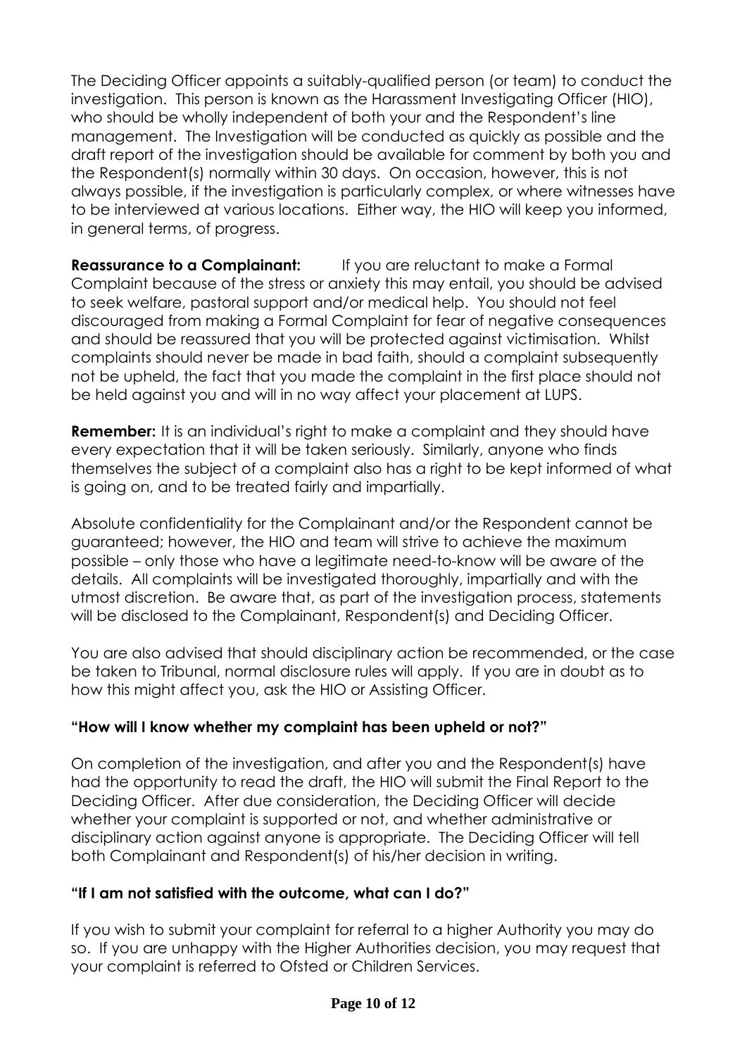The Deciding Officer appoints a suitably-qualified person (or team) to conduct the investigation. This person is known as the Harassment Investigating Officer (HIO), who should be wholly independent of both your and the Respondent's line management. The Investigation will be conducted as quickly as possible and the draft report of the investigation should be available for comment by both you and the Respondent(s) normally within 30 days. On occasion, however, this is not always possible, if the investigation is particularly complex, or where witnesses have to be interviewed at various locations. Either way, the HIO will keep you informed, in general terms, of progress.

**Reassurance to a Complainant:** If you are reluctant to make a Formal Complaint because of the stress or anxiety this may entail, you should be advised to seek welfare, pastoral support and/or medical help. You should not feel discouraged from making a Formal Complaint for fear of negative consequences and should be reassured that you will be protected against victimisation. Whilst complaints should never be made in bad faith, should a complaint subsequently not be upheld, the fact that you made the complaint in the first place should not be held against you and will in no way affect your placement at LUPS.

**Remember:** It is an individual's right to make a complaint and they should have every expectation that it will be taken seriously. Similarly, anyone who finds themselves the subject of a complaint also has a right to be kept informed of what is going on, and to be treated fairly and impartially.

Absolute confidentiality for the Complainant and/or the Respondent cannot be guaranteed; however, the HIO and team will strive to achieve the maximum possible – only those who have a legitimate need-to-know will be aware of the details. All complaints will be investigated thoroughly, impartially and with the utmost discretion. Be aware that, as part of the investigation process, statements will be disclosed to the Complainant, Respondent(s) and Deciding Officer.

You are also advised that should disciplinary action be recommended, or the case be taken to Tribunal, normal disclosure rules will apply. If you are in doubt as to how this might affect you, ask the HIO or Assisting Officer.

### "How will I know whether my complaint has been upheld or not?"

On completion of the investigation, and after you and the Respondent(s) have had the opportunity to read the draft, the HIO will submit the Final Report to the Deciding Officer. After due consideration, the Deciding Officer will decide whether your complaint is supported or not, and whether administrative or disciplinary action against anyone is appropriate. The Deciding Officer will tell both Complainant and Respondent(s) of his/her decision in writing.

### "If I am not satisfied with the outcome, what can I do?"

If you wish to submit your complaint for referral to a higher Authority you may do so. If you are unhappy with the Higher Authorities decision, you may request that your complaint is referred to Ofsted or Children Services.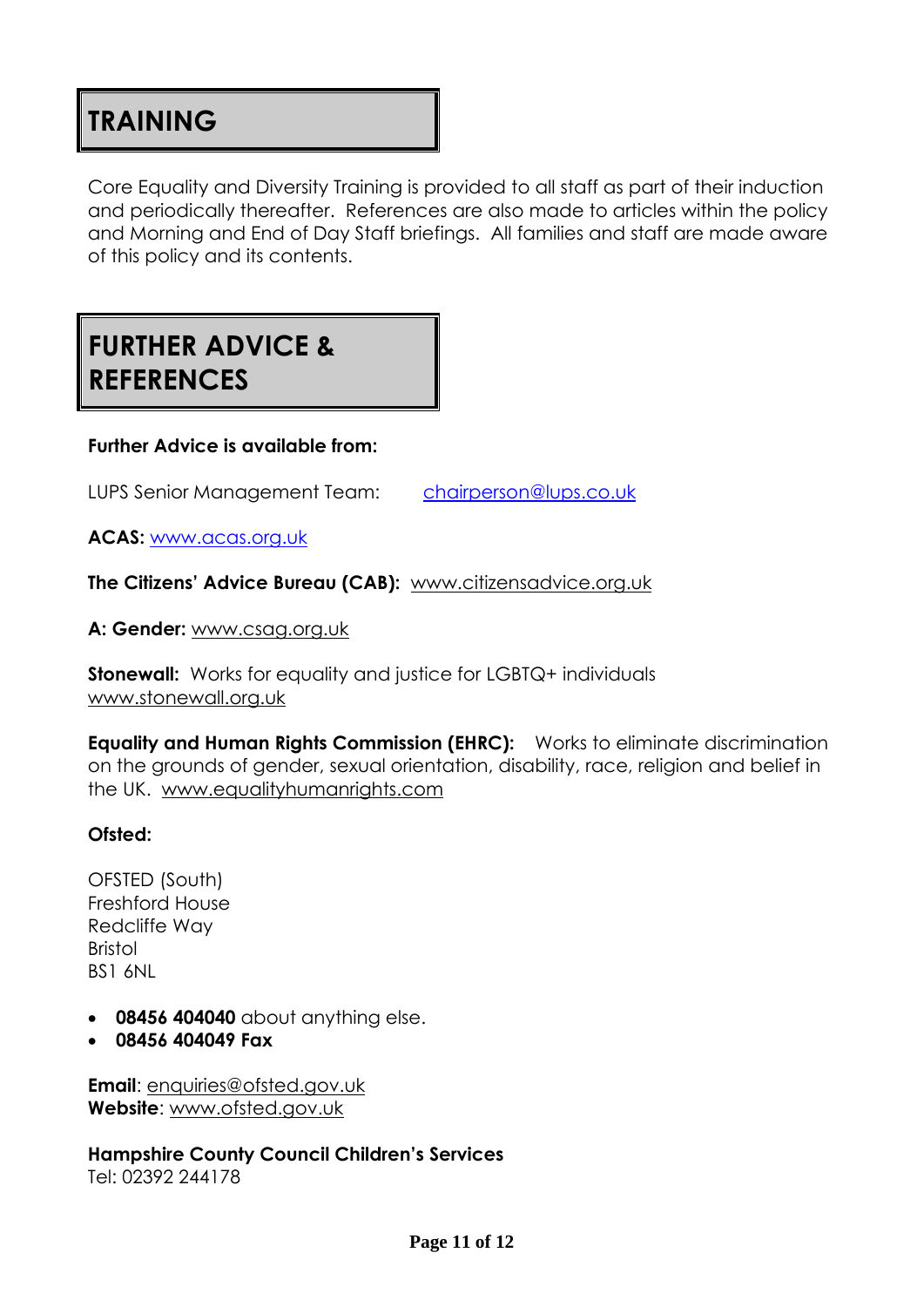# TRAINING

Core Equality and Diversity Training is provided to all staff as part of their induction and periodically thereafter. References are also made to articles within the policy and Morning and End of Day Staff briefings. All families and staff are made aware of this policy and its contents.

# FURTHER ADVICE & REFERENCES

**Further Advice is available from:**

LUPS Senior Management Team: chairperson@lups.co.uk

**ACAS:** www.acas.org.uk

**The Citizens' Advice Bureau (CAB):** www.citizensadvice.org.uk

**A: Gender:** www.csag.org.uk

**Stonewall:** Works for equality and justice for LGBTQ+ individuals www.stonewall.org.uk

**Equality and Human Rights Commission (EHRC):** Works to eliminate discrimination on the grounds of gender, sexual orientation, disability, race, religion and belief in the UK. www.equalityhumanrights.com

**Ofsted:**

OFSTED (South)
Freshford House
Redcliffe Way
Bristol
BS1 6NL

- **08456 404040** about anything else.
- **08456 404049 Fax**

**Email**: enquiries@ofsted.gov.uk
**Website**: www.ofsted.gov.uk

**Hampshire County Council Children's Services**
Tel: 02392 244178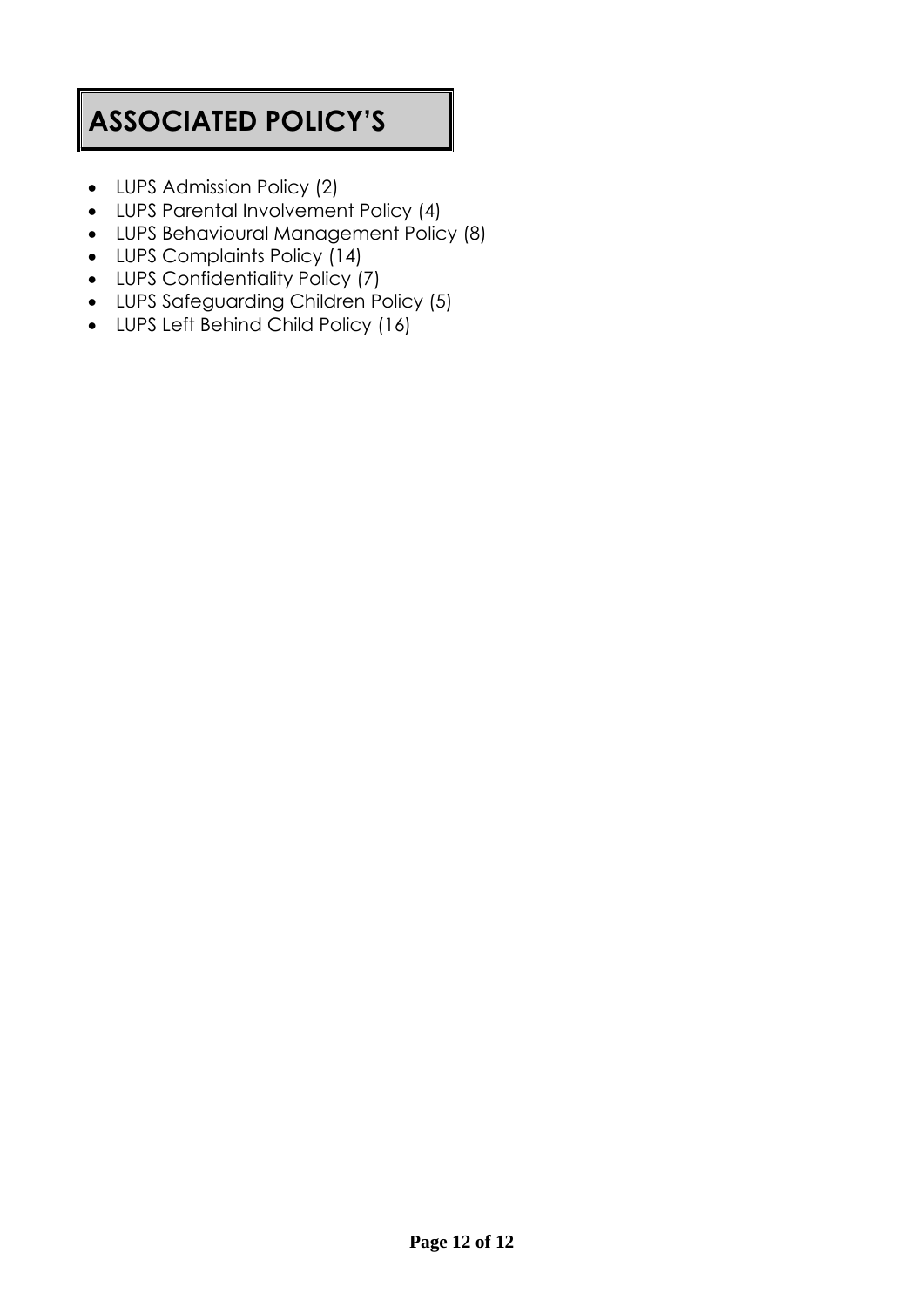# ASSOCIATED POLICY'S

- LUPS Admission Policy (2)
- LUPS Parental Involvement Policy (4)
- LUPS Behavioural Management Policy (8)
- LUPS Complaints Policy (14)
- LUPS Confidentiality Policy (7)
- LUPS Safeguarding Children Policy (5)
- LUPS Left Behind Child Policy (16)